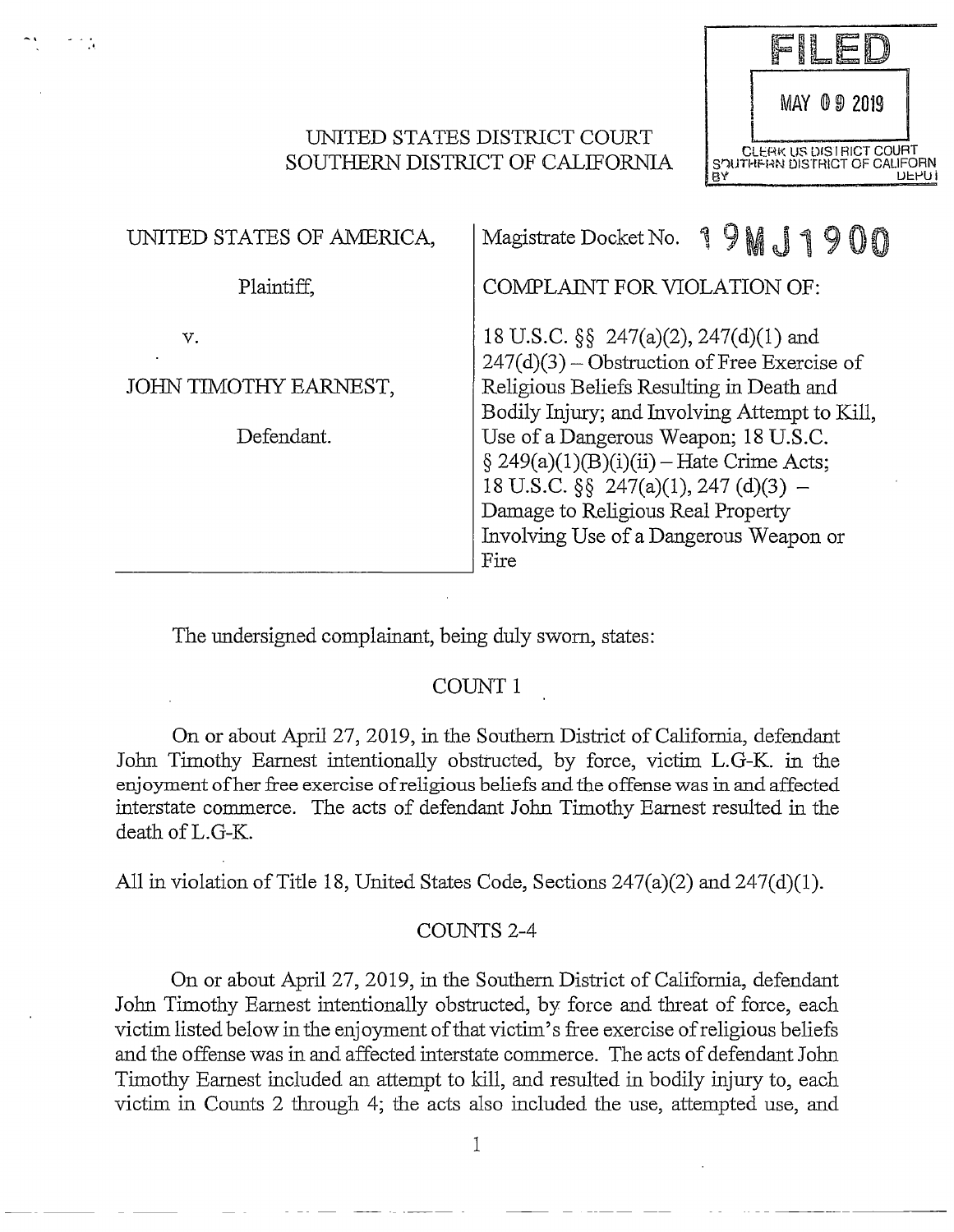FILED

MAY 09 2019

CLERK US DISTRICT COURT
SOUTHERN DISTRICT OF CALIFORN
BY DEPUTY

UNITED STATES DISTRICT COURT
SOUTHERN DISTRICT OF CALIFORNIA

| | |
|---|---|
| UNITED STATES OF AMERICA,<br><br>Plaintiff,<br><br>v.<br><br>JOHN TIMOTHY EARNEST,<br><br>Defendant. | Magistrate Docket No. **19MJ1900**<br><br>COMPLAINT FOR VIOLATION OF:<br><br>18 U.S.C. §§ 247(a)(2), 247(d)(1) and 247(d)(3) – Obstruction of Free Exercise of Religious Beliefs Resulting in Death and Bodily Injury; and Involving Attempt to Kill, Use of a Dangerous Weapon; 18 U.S.C. § 249(a)(1)(B)(i)(ii) – Hate Crime Acts; 18 U.S.C. §§ 247(a)(1), 247 (d)(3) – Damage to Religious Real Property Involving Use of a Dangerous Weapon or Fire |

The undersigned complainant, being duly sworn, states:

## COUNT 1

On or about April 27, 2019, in the Southern District of California, defendant John Timothy Earnest intentionally obstructed, by force, victim L.G-K. in the enjoyment of her free exercise of religious beliefs and the offense was in and affected interstate commerce. The acts of defendant John Timothy Earnest resulted in the death of L.G-K.

All in violation of Title 18, United States Code, Sections 247(a)(2) and 247(d)(1).

## COUNTS 2-4

On or about April 27, 2019, in the Southern District of California, defendant John Timothy Earnest intentionally obstructed, by force and threat of force, each victim listed below in the enjoyment of that victim's free exercise of religious beliefs and the offense was in and affected interstate commerce. The acts of defendant John Timothy Earnest included an attempt to kill, and resulted in bodily injury to, each victim in Counts 2 through 4; the acts also included the use, attempted use, and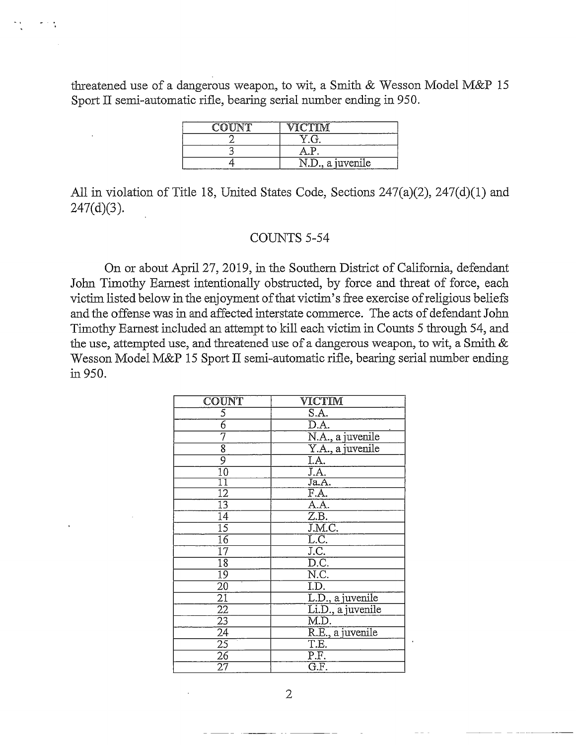threatened use of a dangerous weapon, to wit, a Smith & Wesson Model M&P 15 Sport II semi-automatic rifle, bearing serial number ending in 950.

| COUNT | VICTIM |
|---|---|
| 2 | Y.G. |
| 3 | A.P. |
| 4 | N.D., a juvenile |

All in violation of Title 18, United States Code, Sections 247(a)(2), 247(d)(1) and 247(d)(3).

## COUNTS 5-54

On or about April 27, 2019, in the Southern District of California, defendant John Timothy Earnest intentionally obstructed, by force and threat of force, each victim listed below in the enjoyment of that victim's free exercise of religious beliefs and the offense was in and affected interstate commerce. The acts of defendant John Timothy Earnest included an attempt to kill each victim in Counts 5 through 54, and the use, attempted use, and threatened use of a dangerous weapon, to wit, a Smith & Wesson Model M&P 15 Sport II semi-automatic rifle, bearing serial number ending in 950.

| COUNT | VICTIM |
|---|---|
| 5 | S.A. |
| 6 | D.A. |
| 7 | N.A., a juvenile |
| 8 | Y.A., a juvenile |
| 9 | I.A. |
| 10 | J.A. |
| 11 | Ja.A. |
| 12 | F.A. |
| 13 | A.A. |
| 14 | Z.B. |
| 15 | J.M.C. |
| 16 | L.C. |
| 17 | J.C. |
| 18 | D.C. |
| 19 | N.C. |
| 20 | I.D. |
| 21 | L.D., a juvenile |
| 22 | Li.D., a juvenile |
| 23 | M.D. |
| 24 | R.E., a juvenile |
| 25 | T.E. |
| 26 | P.F. |
| 27 | G.F. |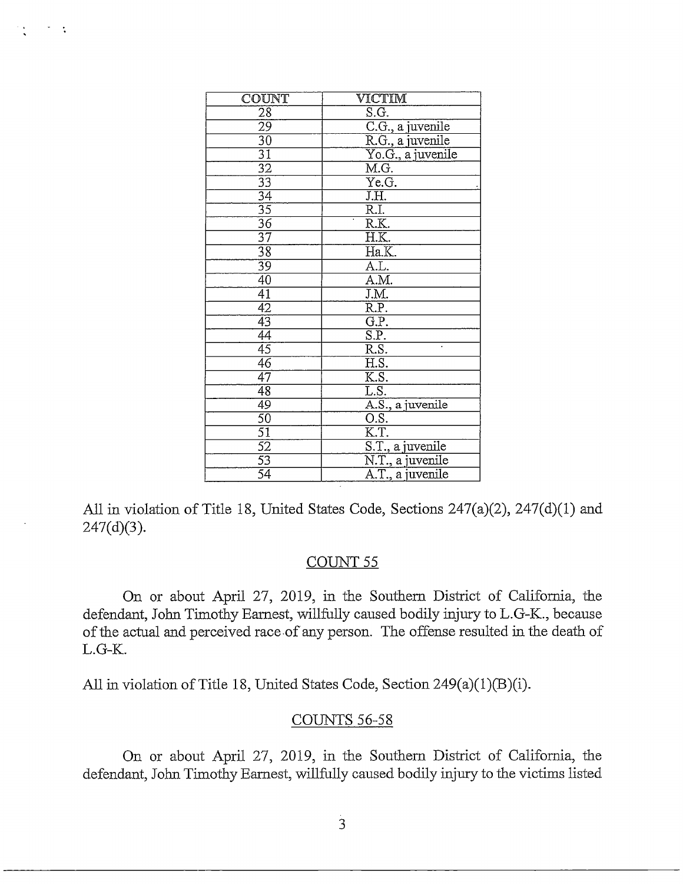| COUNT | VICTIM |
|---|---|
| 28 | S.G. |
| 29 | C.G., a juvenile |
| 30 | R.G., a juvenile |
| 31 | Yo.G., a juvenile |
| 32 | M.G. |
| 33 | Ye.G. |
| 34 | J.H. |
| 35 | R.I. |
| 36 | R.K. |
| 37 | H.K. |
| 38 | Ha.K. |
| 39 | A.L. |
| 40 | A.M. |
| 41 | J.M. |
| 42 | R.P. |
| 43 | G.P. |
| 44 | S.P. |
| 45 | R.S. |
| 46 | H.S. |
| 47 | K.S. |
| 48 | L.S. |
| 49 | A.S., a juvenile |
| 50 | O.S. |
| 51 | K.T. |
| 52 | S.T., a juvenile |
| 53 | N.T., a juvenile |
| 54 | A.T., a juvenile |

All in violation of Title 18, United States Code, Sections 247(a)(2), 247(d)(1) and 247(d)(3).

## COUNT 55

On or about April 27, 2019, in the Southern District of California, the defendant, John Timothy Earnest, willfully caused bodily injury to L.G-K., because of the actual and perceived race of any person. The offense resulted in the death of L.G-K.

All in violation of Title 18, United States Code, Section 249(a)(1)(B)(i).

## COUNTS 56-58

On or about April 27, 2019, in the Southern District of California, the defendant, John Timothy Earnest, willfully caused bodily injury to the victims listed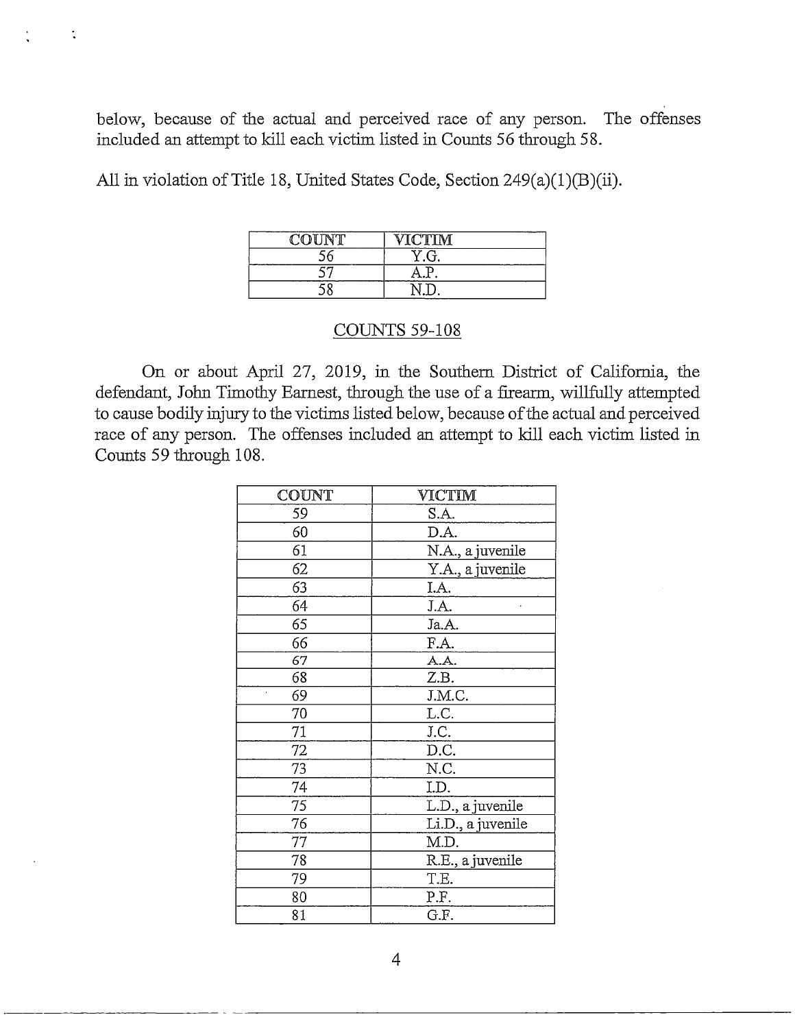below, because of the actual and perceived race of any person. The offenses included an attempt to kill each victim listed in Counts 56 through 58.

All in violation of Title 18, United States Code, Section 249(a)(1)(B)(ii).

| COUNT | VICTIM |
|---|---|
| 56 | Y.G. |
| 57 | A.P. |
| 58 | N.D. |

## COUNTS 59-108

On or about April 27, 2019, in the Southern District of California, the defendant, John Timothy Earnest, through the use of a firearm, willfully attempted to cause bodily injury to the victims listed below, because of the actual and perceived race of any person. The offenses included an attempt to kill each victim listed in Counts 59 through 108.

| COUNT | VICTIM |
|---|---|
| 59 | S.A. |
| 60 | D.A. |
| 61 | N.A., a juvenile |
| 62 | Y.A., a juvenile |
| 63 | I.A. |
| 64 | J.A. |
| 65 | Ja.A. |
| 66 | F.A. |
| 67 | A.A. |
| 68 | Z.B. |
| 69 | J.M.C. |
| 70 | L.C. |
| 71 | J.C. |
| 72 | D.C. |
| 73 | N.C. |
| 74 | I.D. |
| 75 | L.D., a juvenile |
| 76 | Li.D., a juvenile |
| 77 | M.D. |
| 78 | R.E., a juvenile |
| 79 | T.E. |
| 80 | P.F. |
| 81 | G.F. |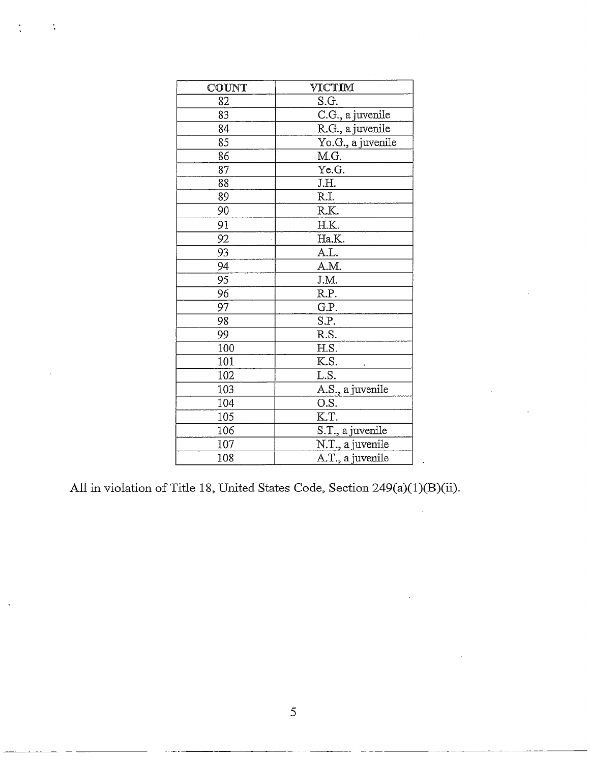| COUNT | VICTIM |
| --- | --- |
| 82 | S.G. |
| 83 | C.G., a juvenile |
| 84 | R.G., a juvenile |
| 85 | Yo.G., a juvenile |
| 86 | M.G. |
| 87 | Ye.G. |
| 88 | J.H. |
| 89 | R.I. |
| 90 | R.K. |
| 91 | H.K. |
| 92 | Ha.K. |
| 93 | A.L. |
| 94 | A.M. |
| 95 | J.M. |
| 96 | R.P. |
| 97 | G.P. |
| 98 | S.P. |
| 99 | R.S. |
| 100 | H.S. |
| 101 | K.S. |
| 102 | L.S. |
| 103 | A.S., a juvenile |
| 104 | O.S. |
| 105 | K.T. |
| 106 | S.T., a juvenile |
| 107 | N.T., a juvenile |
| 108 | A.T., a juvenile |

All in violation of Title 18, United States Code, Section 249(a)(1)(B)(ii).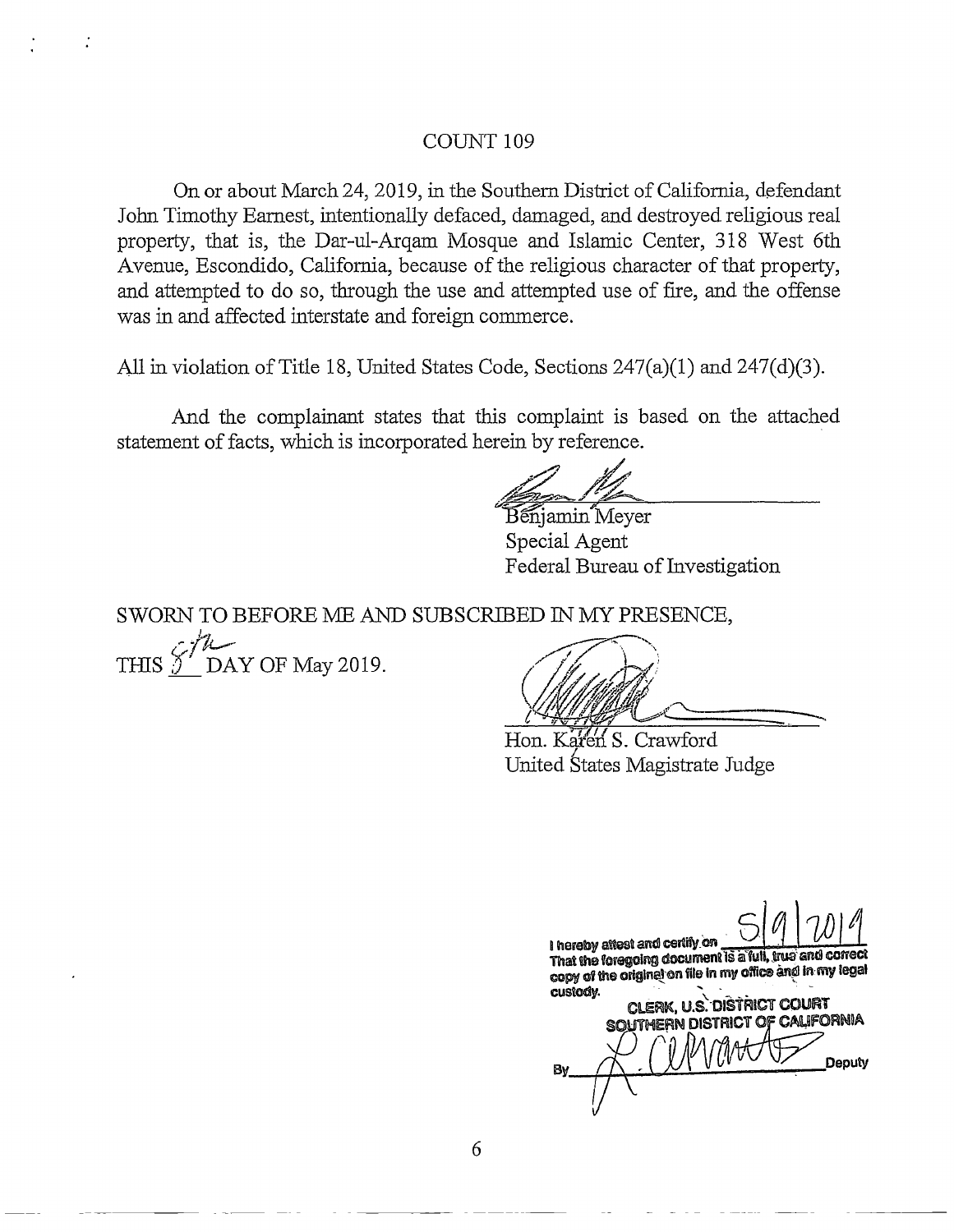## COUNT 109

On or about March 24, 2019, in the Southern District of California, defendant John Timothy Earnest, intentionally defaced, damaged, and destroyed religious real property, that is, the Dar-ul-Arqam Mosque and Islamic Center, 318 West 6th Avenue, Escondido, California, because of the religious character of that property, and attempted to do so, through the use and attempted use of fire, and the offense was in and affected interstate and foreign commerce.

All in violation of Title 18, United States Code, Sections 247(a)(1) and 247(d)(3).

And the complainant states that this complaint is based on the attached statement of facts, which is incorporated herein by reference.

Benjamin Meyer
Special Agent
Federal Bureau of Investigation

SWORN TO BEFORE ME AND SUBSCRIBED IN MY PRESENCE,

THIS 8th DAY OF May 2019.

Hon. Karen S. Crawford
United States Magistrate Judge

I hereby attest and certify on 5/9/2019
That the foregoing document is a full, true and correct copy of the original on file in my office and in my legal custody.

CLERK, U.S. DISTRICT COURT
SOUTHERN DISTRICT OF CALIFORNIA

By _______________ Deputy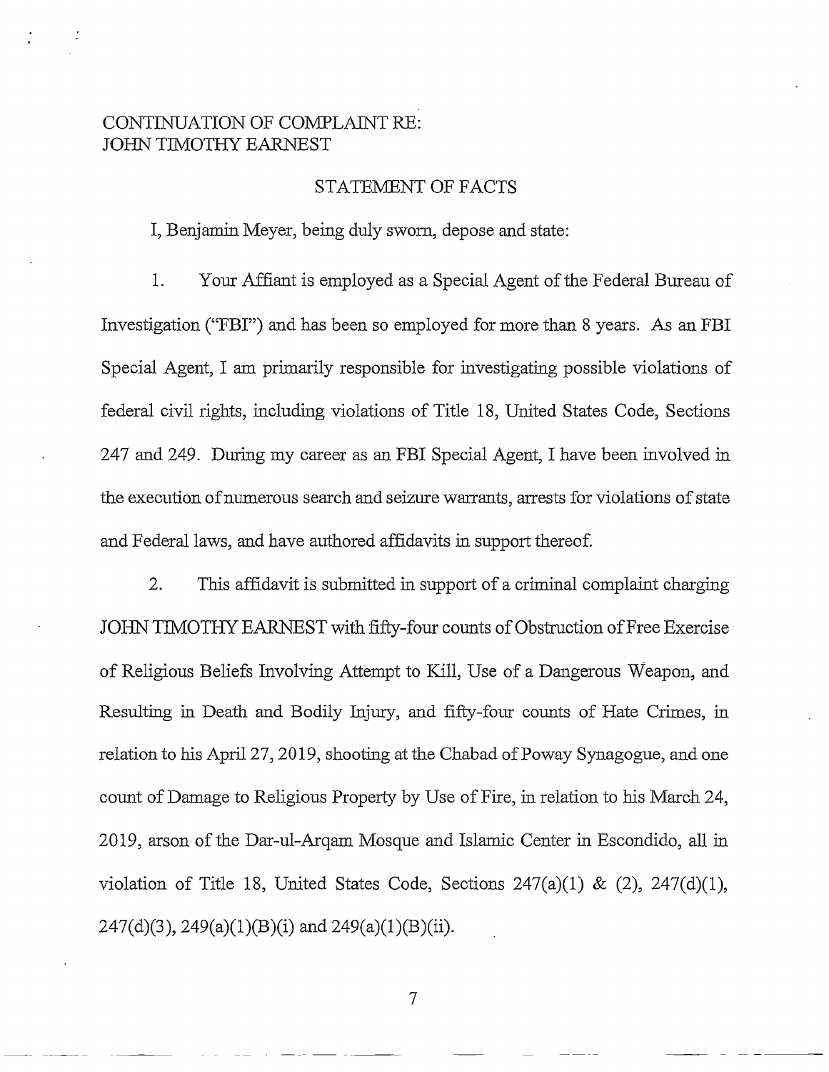CONTINUATION OF COMPLAINT RE:
JOHN TIMOTHY EARNEST

## STATEMENT OF FACTS

I, Benjamin Meyer, being duly sworn, depose and state:

1. Your Affiant is employed as a Special Agent of the Federal Bureau of Investigation ("FBI") and has been so employed for more than 8 years. As an FBI Special Agent, I am primarily responsible for investigating possible violations of federal civil rights, including violations of Title 18, United States Code, Sections 247 and 249. During my career as an FBI Special Agent, I have been involved in the execution of numerous search and seizure warrants, arrests for violations of state and Federal laws, and have authored affidavits in support thereof.

2. This affidavit is submitted in support of a criminal complaint charging JOHN TIMOTHY EARNEST with fifty-four counts of Obstruction of Free Exercise of Religious Beliefs Involving Attempt to Kill, Use of a Dangerous Weapon, and Resulting in Death and Bodily Injury, and fifty-four counts of Hate Crimes, in relation to his April 27, 2019, shooting at the Chabad of Poway Synagogue, and one count of Damage to Religious Property by Use of Fire, in relation to his March 24, 2019, arson of the Dar-ul-Arqam Mosque and Islamic Center in Escondido, all in violation of Title 18, United States Code, Sections 247(a)(1) & (2), 247(d)(1), 247(d)(3), 249(a)(1)(B)(i) and 249(a)(1)(B)(ii).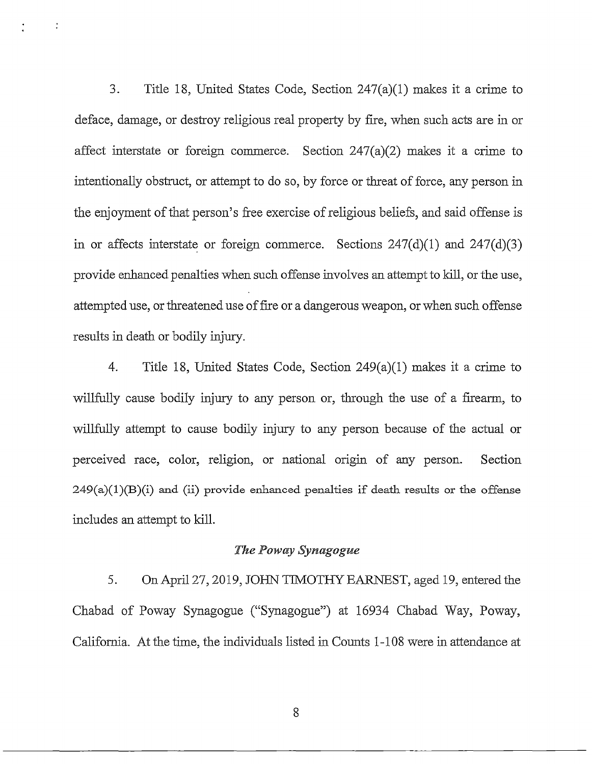3. Title 18, United States Code, Section 247(a)(1) makes it a crime to deface, damage, or destroy religious real property by fire, when such acts are in or affect interstate or foreign commerce. Section 247(a)(2) makes it a crime to intentionally obstruct, or attempt to do so, by force or threat of force, any person in the enjoyment of that person's free exercise of religious beliefs, and said offense is in or affects interstate or foreign commerce. Sections 247(d)(1) and 247(d)(3) provide enhanced penalties when such offense involves an attempt to kill, or the use, attempted use, or threatened use of fire or a dangerous weapon, or when such offense results in death or bodily injury.

4. Title 18, United States Code, Section 249(a)(1) makes it a crime to willfully cause bodily injury to any person or, through the use of a firearm, to willfully attempt to cause bodily injury to any person because of the actual or perceived race, color, religion, or national origin of any person. Section 249(a)(1)(B)(i) and (ii) provide enhanced penalties if death results or the offense includes an attempt to kill.

### *The Poway Synagogue*

5. On April 27, 2019, JOHN TIMOTHY EARNEST, aged 19, entered the Chabad of Poway Synagogue ("Synagogue") at 16934 Chabad Way, Poway, California. At the time, the individuals listed in Counts 1-108 were in attendance at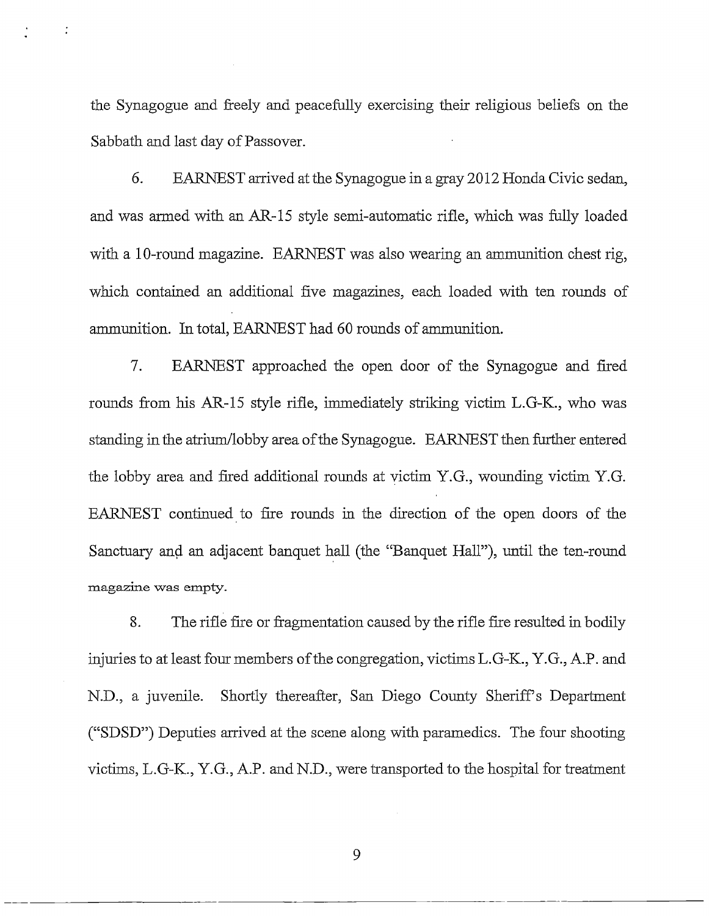the Synagogue and freely and peacefully exercising their religious beliefs on the Sabbath and last day of Passover.

6. EARNEST arrived at the Synagogue in a gray 2012 Honda Civic sedan, and was armed with an AR-15 style semi-automatic rifle, which was fully loaded with a 10-round magazine. EARNEST was also wearing an ammunition chest rig, which contained an additional five magazines, each loaded with ten rounds of ammunition. In total, EARNEST had 60 rounds of ammunition.

7. EARNEST approached the open door of the Synagogue and fired rounds from his AR-15 style rifle, immediately striking victim L.G-K., who was standing in the atrium/lobby area of the Synagogue. EARNEST then further entered the lobby area and fired additional rounds at victim Y.G., wounding victim Y.G. EARNEST continued to fire rounds in the direction of the open doors of the Sanctuary and an adjacent banquet hall (the "Banquet Hall"), until the ten-round magazine was empty.

8. The rifle fire or fragmentation caused by the rifle fire resulted in bodily injuries to at least four members of the congregation, victims L.G-K., Y.G., A.P. and N.D., a juvenile. Shortly thereafter, San Diego County Sheriff's Department ("SDSD") Deputies arrived at the scene along with paramedics. The four shooting victims, L.G-K., Y.G., A.P. and N.D., were transported to the hospital for treatment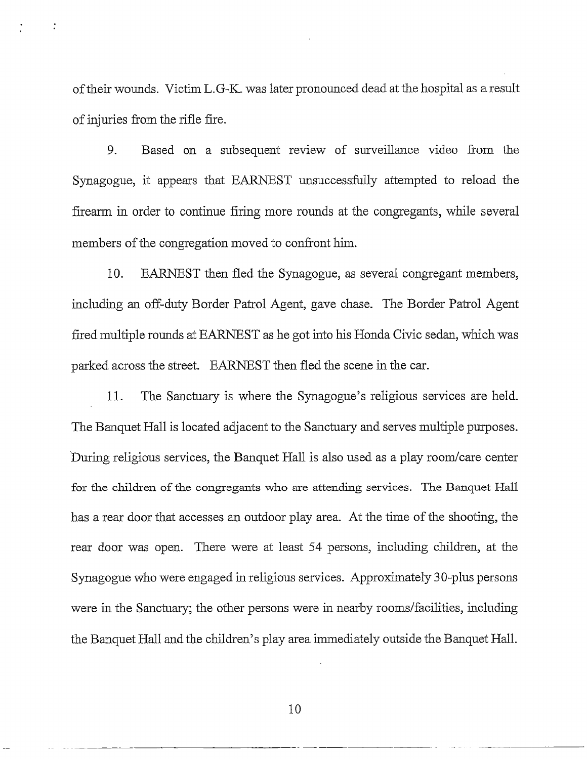of their wounds. Victim L.G-K. was later pronounced dead at the hospital as a result of injuries from the rifle fire.

9. Based on a subsequent review of surveillance video from the Synagogue, it appears that EARNEST unsuccessfully attempted to reload the firearm in order to continue firing more rounds at the congregants, while several members of the congregation moved to confront him.

10. EARNEST then fled the Synagogue, as several congregant members, including an off-duty Border Patrol Agent, gave chase. The Border Patrol Agent fired multiple rounds at EARNEST as he got into his Honda Civic sedan, which was parked across the street. EARNEST then fled the scene in the car.

11. The Sanctuary is where the Synagogue's religious services are held. The Banquet Hall is located adjacent to the Sanctuary and serves multiple purposes. During religious services, the Banquet Hall is also used as a play room/care center for the children of the congregants who are attending services. The Banquet Hall has a rear door that accesses an outdoor play area. At the time of the shooting, the rear door was open. There were at least 54 persons, including children, at the Synagogue who were engaged in religious services. Approximately 30-plus persons were in the Sanctuary; the other persons were in nearby rooms/facilities, including the Banquet Hall and the children's play area immediately outside the Banquet Hall.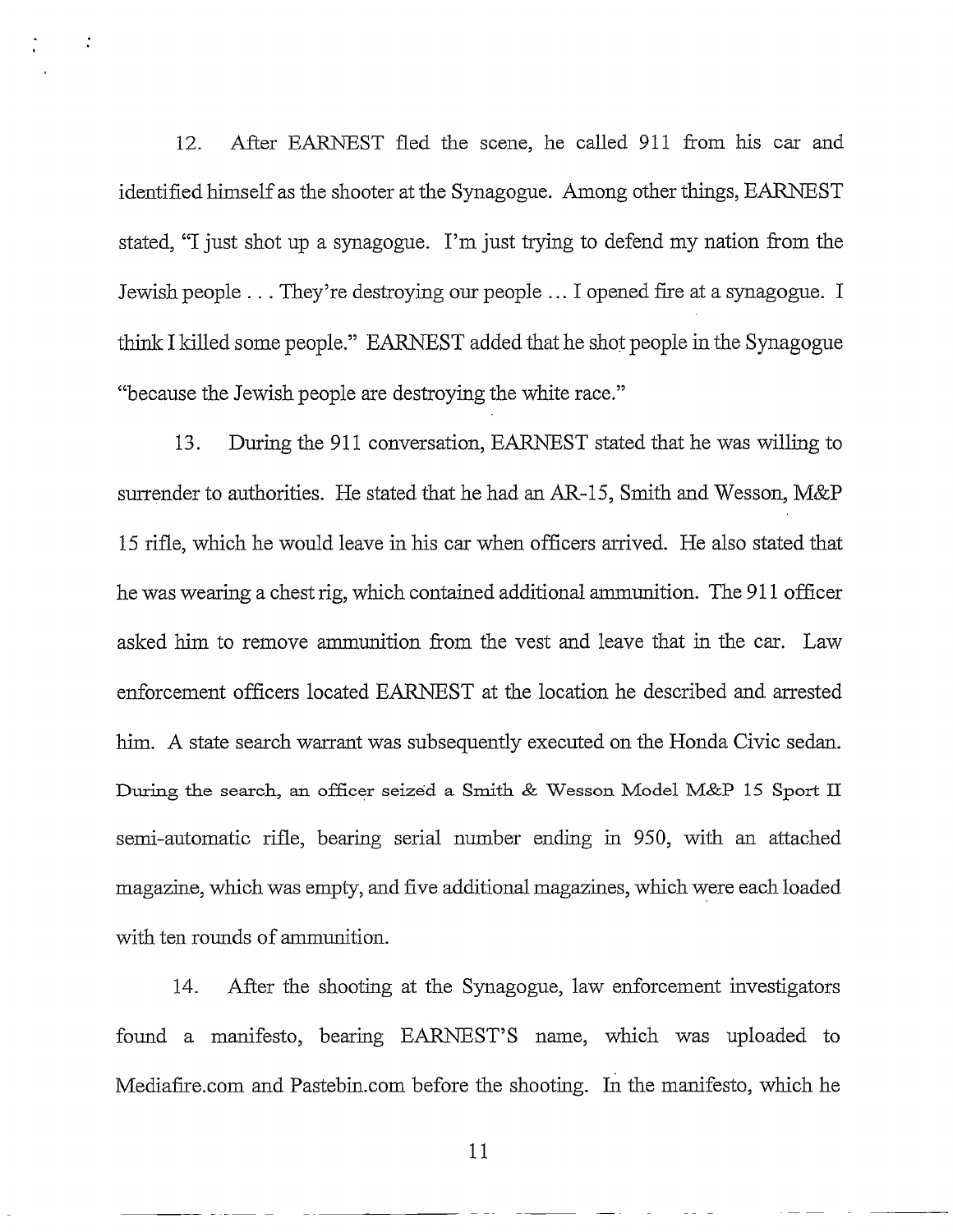12. After EARNEST fled the scene, he called 911 from his car and identified himself as the shooter at the Synagogue. Among other things, EARNEST stated, "I just shot up a synagogue. I'm just trying to defend my nation from the Jewish people . . . They're destroying our people ... I opened fire at a synagogue. I think I killed some people." EARNEST added that he shot people in the Synagogue "because the Jewish people are destroying the white race."

13. During the 911 conversation, EARNEST stated that he was willing to surrender to authorities. He stated that he had an AR-15, Smith and Wesson, M&P 15 rifle, which he would leave in his car when officers arrived. He also stated that he was wearing a chest rig, which contained additional ammunition. The 911 officer asked him to remove ammunition from the vest and leave that in the car. Law enforcement officers located EARNEST at the location he described and arrested him. A state search warrant was subsequently executed on the Honda Civic sedan. During the search, an officer seized a Smith & Wesson Model M&P 15 Sport II semi-automatic rifle, bearing serial number ending in 950, with an attached magazine, which was empty, and five additional magazines, which were each loaded with ten rounds of ammunition.

14. After the shooting at the Synagogue, law enforcement investigators found a manifesto, bearing EARNEST'S name, which was uploaded to Mediafire.com and Pastebin.com before the shooting. In the manifesto, which he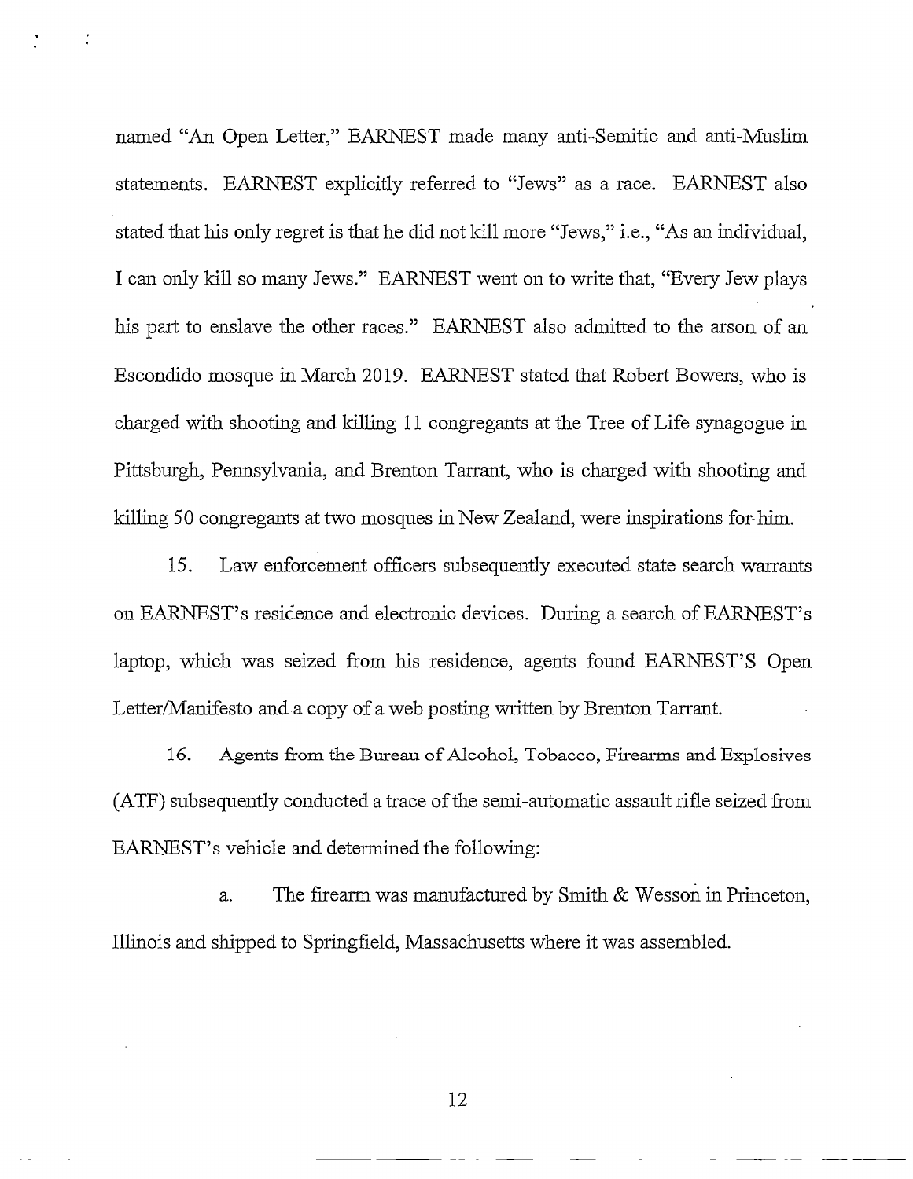named "An Open Letter," EARNEST made many anti-Semitic and anti-Muslim statements. EARNEST explicitly referred to "Jews" as a race. EARNEST also stated that his only regret is that he did not kill more "Jews," i.e., "As an individual, I can only kill so many Jews." EARNEST went on to write that, "Every Jew plays his part to enslave the other races." EARNEST also admitted to the arson of an Escondido mosque in March 2019. EARNEST stated that Robert Bowers, who is charged with shooting and killing 11 congregants at the Tree of Life synagogue in Pittsburgh, Pennsylvania, and Brenton Tarrant, who is charged with shooting and killing 50 congregants at two mosques in New Zealand, were inspirations for him.

15. Law enforcement officers subsequently executed state search warrants on EARNEST's residence and electronic devices. During a search of EARNEST's laptop, which was seized from his residence, agents found EARNEST'S Open Letter/Manifesto and a copy of a web posting written by Brenton Tarrant.

16. Agents from the Bureau of Alcohol, Tobacco, Firearms and Explosives (ATF) subsequently conducted a trace of the semi-automatic assault rifle seized from EARNEST's vehicle and determined the following:

a. The firearm was manufactured by Smith & Wesson in Princeton, Illinois and shipped to Springfield, Massachusetts where it was assembled.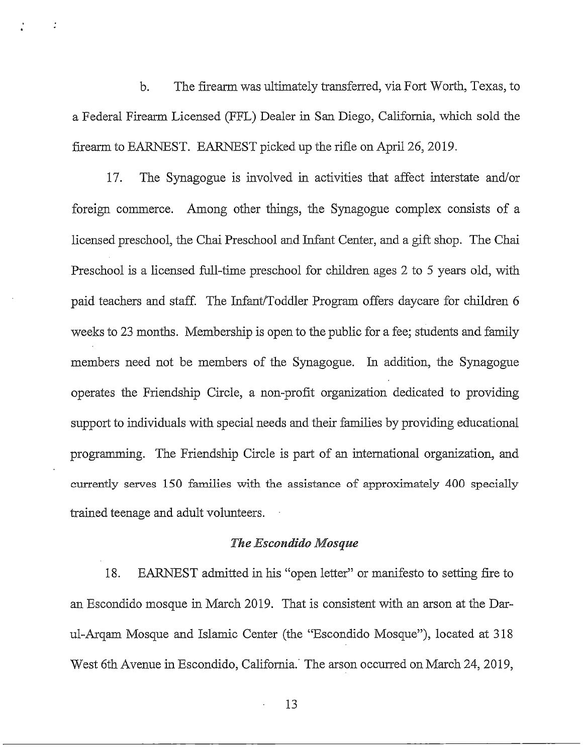b. The firearm was ultimately transferred, via Fort Worth, Texas, to a Federal Firearm Licensed (FFL) Dealer in San Diego, California, which sold the firearm to EARNEST. EARNEST picked up the rifle on April 26, 2019.

17. The Synagogue is involved in activities that affect interstate and/or foreign commerce. Among other things, the Synagogue complex consists of a licensed preschool, the Chai Preschool and Infant Center, and a gift shop. The Chai Preschool is a licensed full-time preschool for children ages 2 to 5 years old, with paid teachers and staff. The Infant/Toddler Program offers daycare for children 6 weeks to 23 months. Membership is open to the public for a fee; students and family members need not be members of the Synagogue. In addition, the Synagogue operates the Friendship Circle, a non-profit organization dedicated to providing support to individuals with special needs and their families by providing educational programming. The Friendship Circle is part of an international organization, and currently serves 150 families with the assistance of approximately 400 specially trained teenage and adult volunteers.

*The Escondido Mosque*

18. EARNEST admitted in his "open letter" or manifesto to setting fire to an Escondido mosque in March 2019. That is consistent with an arson at the Dar-ul-Arqam Mosque and Islamic Center (the "Escondido Mosque"), located at 318 West 6th Avenue in Escondido, California. The arson occurred on March 24, 2019,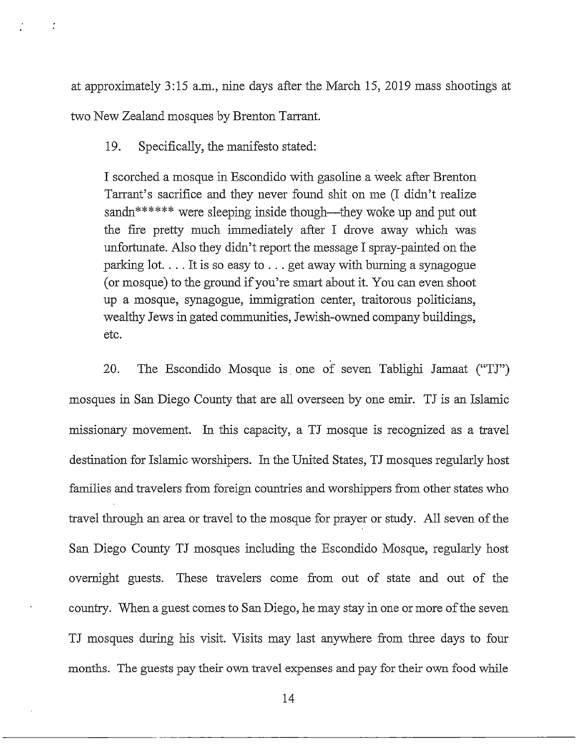at approximately 3:15 a.m., nine days after the March 15, 2019 mass shootings at two New Zealand mosques by Brenton Tarrant.

19. Specifically, the manifesto stated:

> I scorched a mosque in Escondido with gasoline a week after Brenton Tarrant's sacrifice and they never found shit on me (I didn't realize sandn****** were sleeping inside though—they woke up and put out the fire pretty much immediately after I drove away which was unfortunate. Also they didn't report the message I spray-painted on the parking lot. . . . It is so easy to . . . get away with burning a synagogue (or mosque) to the ground if you're smart about it. You can even shoot up a mosque, synagogue, immigration center, traitorous politicians, wealthy Jews in gated communities, Jewish-owned company buildings, etc.

20. The Escondido Mosque is one of seven Tablighi Jamaat ("TJ") mosques in San Diego County that are all overseen by one emir. TJ is an Islamic missionary movement. In this capacity, a TJ mosque is recognized as a travel destination for Islamic worshipers. In the United States, TJ mosques regularly host families and travelers from foreign countries and worshippers from other states who travel through an area or travel to the mosque for prayer or study. All seven of the San Diego County TJ mosques including the Escondido Mosque, regularly host overnight guests. These travelers come from out of state and out of the country. When a guest comes to San Diego, he may stay in one or more of the seven TJ mosques during his visit. Visits may last anywhere from three days to four months. The guests pay their own travel expenses and pay for their own food while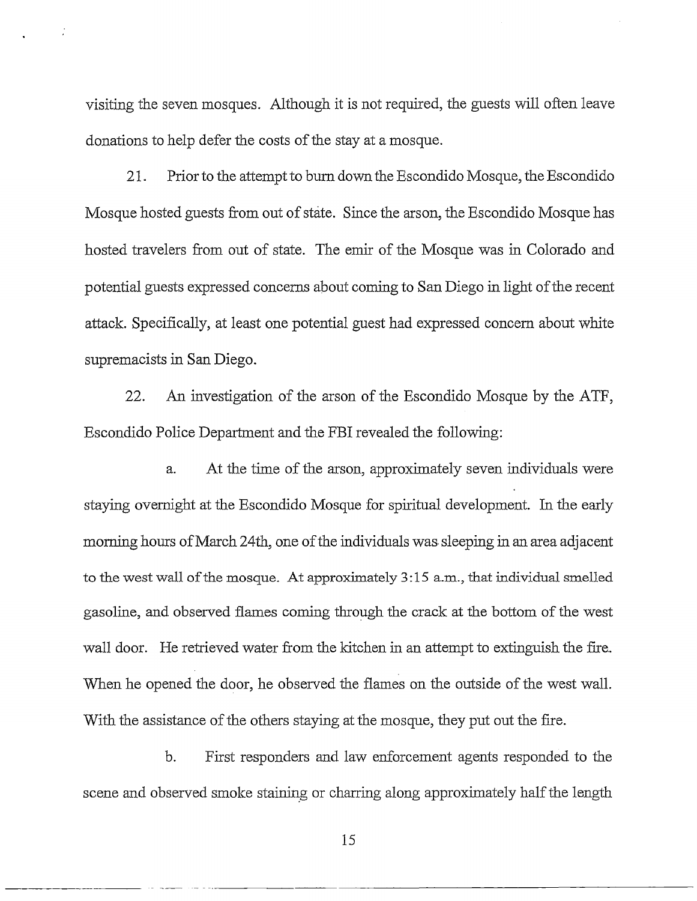visiting the seven mosques. Although it is not required, the guests will often leave donations to help defer the costs of the stay at a mosque.

21. Prior to the attempt to burn down the Escondido Mosque, the Escondido Mosque hosted guests from out of state. Since the arson, the Escondido Mosque has hosted travelers from out of state. The emir of the Mosque was in Colorado and potential guests expressed concerns about coming to San Diego in light of the recent attack. Specifically, at least one potential guest had expressed concern about white supremacists in San Diego.

22. An investigation of the arson of the Escondido Mosque by the ATF, Escondido Police Department and the FBI revealed the following:

a. At the time of the arson, approximately seven individuals were staying overnight at the Escondido Mosque for spiritual development. In the early morning hours of March 24th, one of the individuals was sleeping in an area adjacent to the west wall of the mosque. At approximately 3:15 a.m., that individual smelled gasoline, and observed flames coming through the crack at the bottom of the west wall door. He retrieved water from the kitchen in an attempt to extinguish the fire. When he opened the door, he observed the flames on the outside of the west wall. With the assistance of the others staying at the mosque, they put out the fire.

b. First responders and law enforcement agents responded to the scene and observed smoke staining or charring along approximately half the length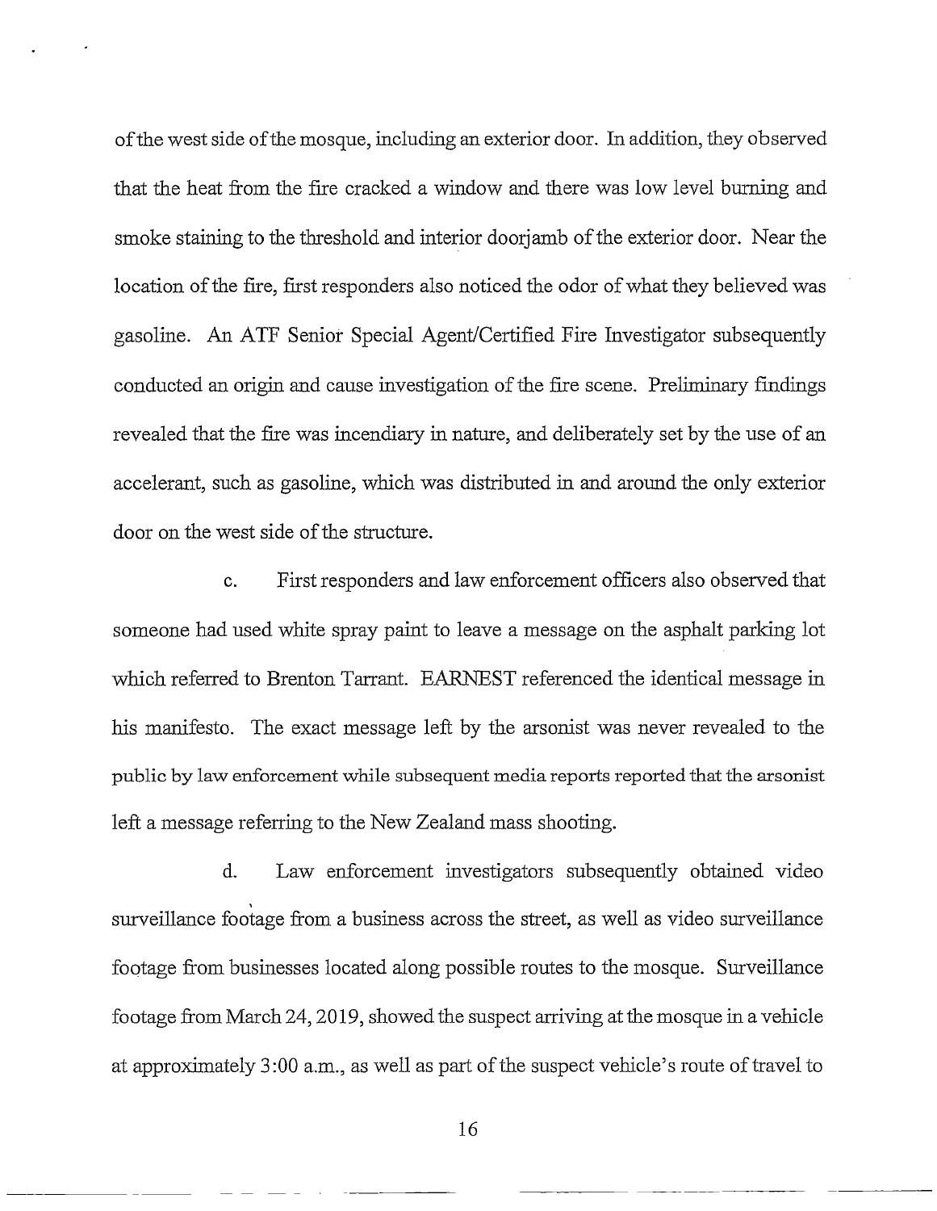of the west side of the mosque, including an exterior door. In addition, they observed that the heat from the fire cracked a window and there was low level burning and smoke staining to the threshold and interior doorjamb of the exterior door. Near the location of the fire, first responders also noticed the odor of what they believed was gasoline. An ATF Senior Special Agent/Certified Fire Investigator subsequently conducted an origin and cause investigation of the fire scene. Preliminary findings revealed that the fire was incendiary in nature, and deliberately set by the use of an accelerant, such as gasoline, which was distributed in and around the only exterior door on the west side of the structure.

c. First responders and law enforcement officers also observed that someone had used white spray paint to leave a message on the asphalt parking lot which referred to Brenton Tarrant. EARNEST referenced the identical message in his manifesto. The exact message left by the arsonist was never revealed to the public by law enforcement while subsequent media reports reported that the arsonist left a message referring to the New Zealand mass shooting.

d. Law enforcement investigators subsequently obtained video surveillance footage from a business across the street, as well as video surveillance footage from businesses located along possible routes to the mosque. Surveillance footage from March 24, 2019, showed the suspect arriving at the mosque in a vehicle at approximately 3:00 a.m., as well as part of the suspect vehicle's route of travel to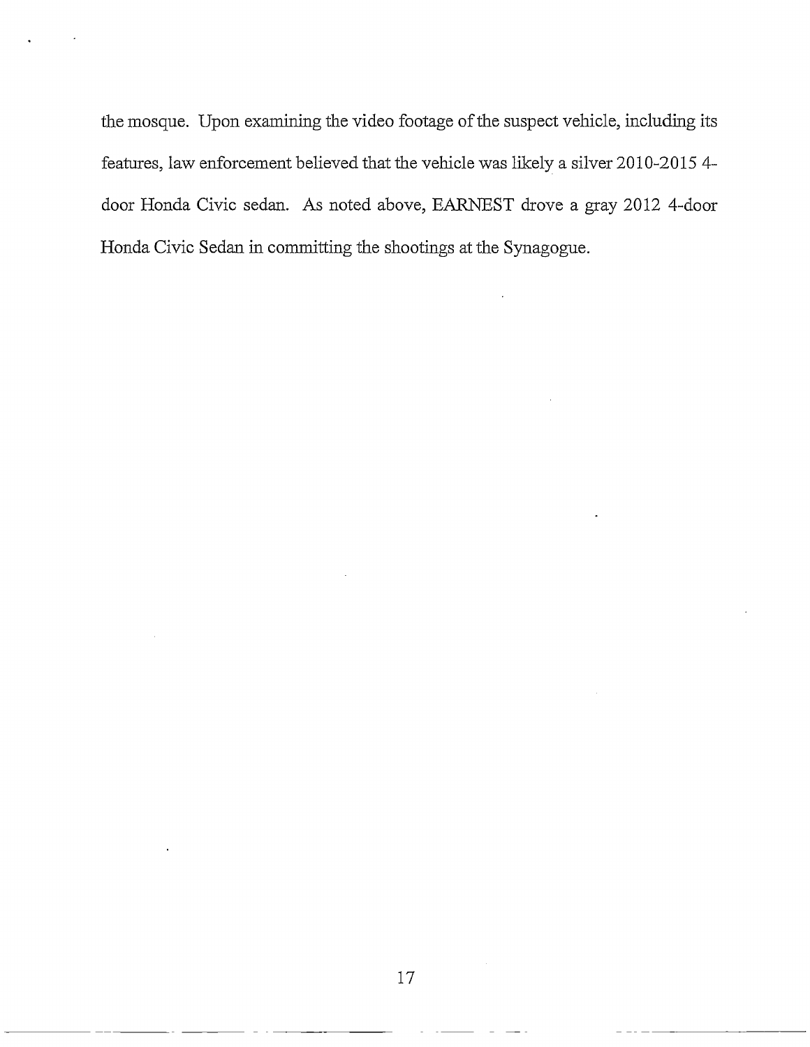the mosque. Upon examining the video footage of the suspect vehicle, including its features, law enforcement believed that the vehicle was likely a silver 2010-2015 4-door Honda Civic sedan. As noted above, EARNEST drove a gray 2012 4-door Honda Civic Sedan in committing the shootings at the Synagogue.